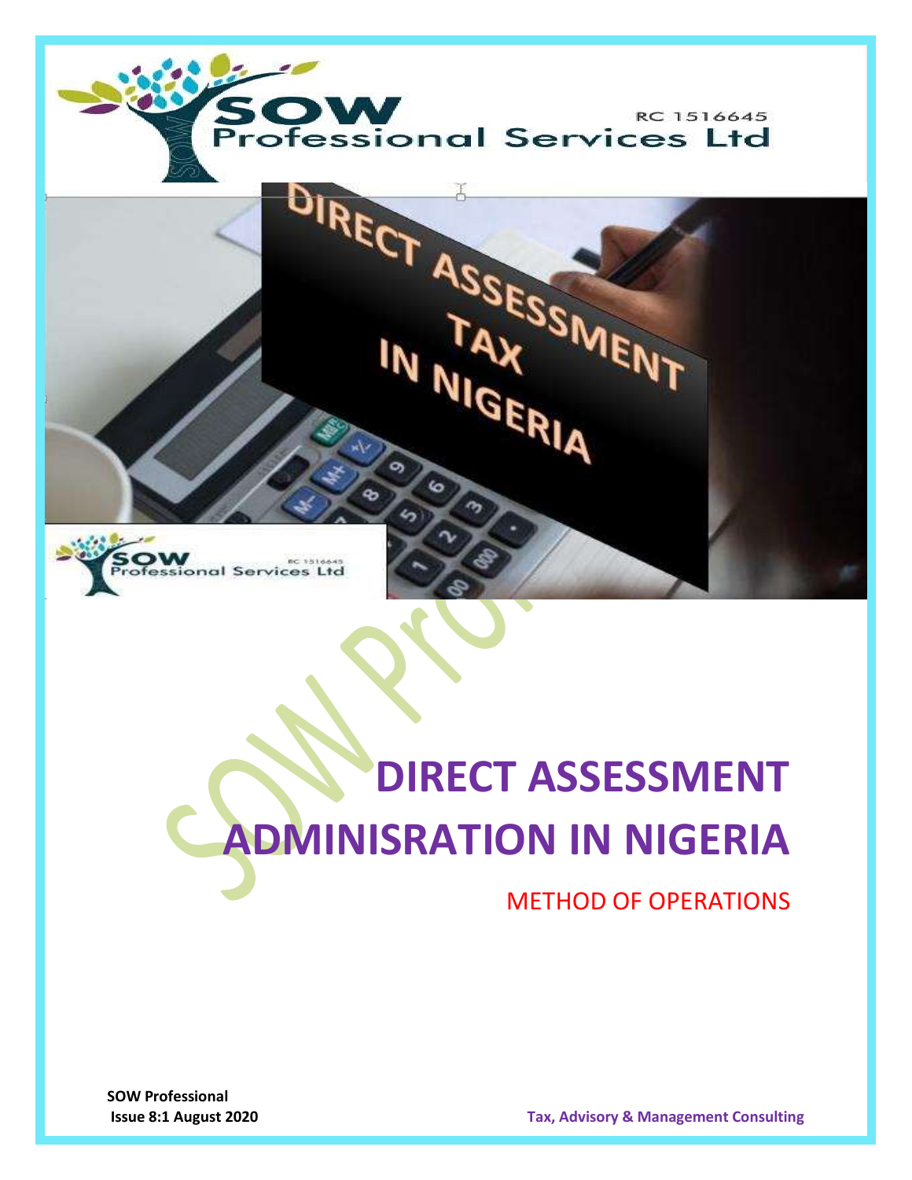SOW Professional Services Ltd

RC 1516645

# DIRECT ASSESSMENT ADMINISRATION IN NIGERIA

METHOD OF OPERATIONS

**SOW Professional**
**Issue 8:1 August 2020**

**Tax, Advisory & Management Consulting**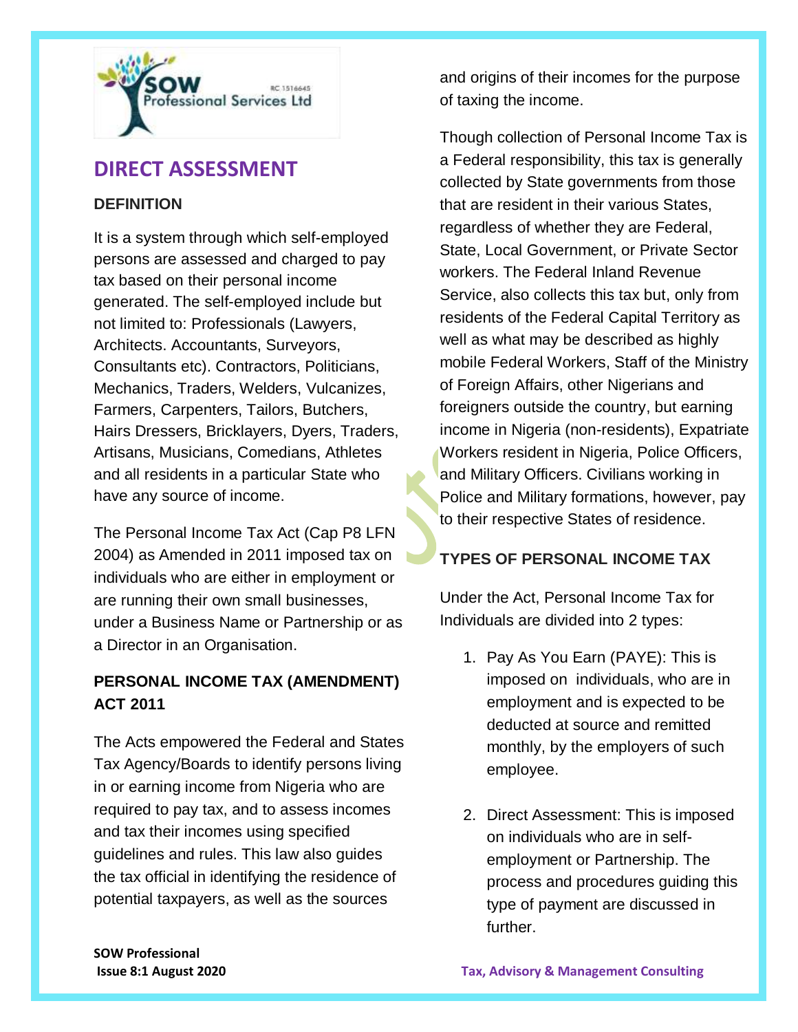# DIRECT ASSESSMENT

**DEFINITION**

It is a system through which self-employed persons are assessed and charged to pay tax based on their personal income generated. The self-employed include but not limited to: Professionals (Lawyers, Architects. Accountants, Surveyors, Consultants etc). Contractors, Politicians, Mechanics, Traders, Welders, Vulcanizes, Farmers, Carpenters, Tailors, Butchers, Hairs Dressers, Bricklayers, Dyers, Traders, Artisans, Musicians, Comedians, Athletes and all residents in a particular State who have any source of income.

The Personal Income Tax Act (Cap P8 LFN 2004) as Amended in 2011 imposed tax on individuals who are either in employment or are running their own small businesses, under a Business Name or Partnership or as a Director in an Organisation.

**PERSONAL INCOME TAX (AMENDMENT) ACT 2011**

The Acts empowered the Federal and States Tax Agency/Boards to identify persons living in or earning income from Nigeria who are required to pay tax, and to assess incomes and tax their incomes using specified guidelines and rules. This law also guides the tax official in identifying the residence of potential taxpayers, as well as the sources and origins of their incomes for the purpose of taxing the income.

Though collection of Personal Income Tax is a Federal responsibility, this tax is generally collected by State governments from those that are resident in their various States, regardless of whether they are Federal, State, Local Government, or Private Sector workers. The Federal Inland Revenue Service, also collects this tax but, only from residents of the Federal Capital Territory as well as what may be described as highly mobile Federal Workers, Staff of the Ministry of Foreign Affairs, other Nigerians and foreigners outside the country, but earning income in Nigeria (non-residents), Expatriate Workers resident in Nigeria, Police Officers, and Military Officers. Civilians working in Police and Military formations, however, pay to their respective States of residence.

**TYPES OF PERSONAL INCOME TAX**

Under the Act, Personal Income Tax for Individuals are divided into 2 types:

1. Pay As You Earn (PAYE): This is imposed on individuals, who are in employment and is expected to be deducted at source and remitted monthly, by the employers of such employee.

2. Direct Assessment: This is imposed on individuals who are in self-employment or Partnership. The process and procedures guiding this type of payment are discussed in further.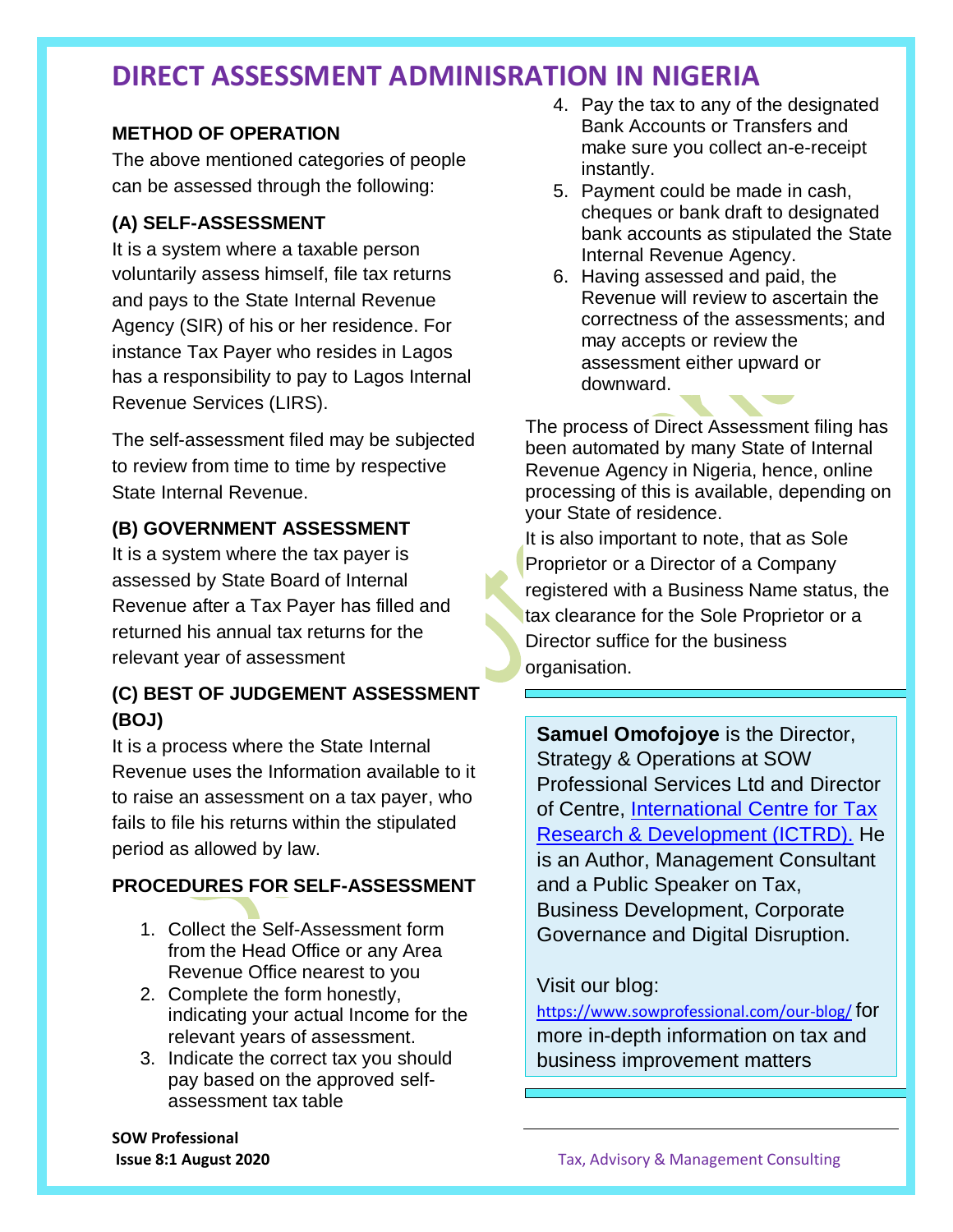# DIRECT ASSESSMENT ADMINISRATION IN NIGERIA

### METHOD OF OPERATION

The above mentioned categories of people can be assessed through the following:

### (A) SELF-ASSESSMENT

It is a system where a taxable person voluntarily assess himself, file tax returns and pays to the State Internal Revenue Agency (SIR) of his or her residence. For instance Tax Payer who resides in Lagos has a responsibility to pay to Lagos Internal Revenue Services (LIRS).

The self-assessment filed may be subjected to review from time to time by respective State Internal Revenue.

### (B) GOVERNMENT ASSESSMENT

It is a system where the tax payer is assessed by State Board of Internal Revenue after a Tax Payer has filled and returned his annual tax returns for the relevant year of assessment

### (C) BEST OF JUDGEMENT ASSESSMENT (BOJ)

It is a process where the State Internal Revenue uses the Information available to it to raise an assessment on a tax payer, who fails to file his returns within the stipulated period as allowed by law.

### PROCEDURES FOR SELF-ASSESSMENT

1. Collect the Self-Assessment form from the Head Office or any Area Revenue Office nearest to you
2. Complete the form honestly, indicating your actual Income for the relevant years of assessment.
3. Indicate the correct tax you should pay based on the approved self-assessment tax table
4. Pay the tax to any of the designated Bank Accounts or Transfers and make sure you collect an-e-receipt instantly.
5. Payment could be made in cash, cheques or bank draft to designated bank accounts as stipulated the State Internal Revenue Agency.
6. Having assessed and paid, the Revenue will review to ascertain the correctness of the assessments; and may accepts or review the assessment either upward or downward.

The process of Direct Assessment filing has been automated by many State of Internal Revenue Agency in Nigeria, hence, online processing of this is available, depending on your State of residence.

It is also important to note, that as Sole Proprietor or a Director of a Company registered with a Business Name status, the tax clearance for the Sole Proprietor or a Director suffice for the business organisation.

---

**Samuel Omofojoye** is the Director, Strategy & Operations at SOW Professional Services Ltd and Director of Centre, International Centre for Tax Research & Development (ICTRD). He is an Author, Management Consultant and a Public Speaker on Tax, Business Development, Corporate Governance and Digital Disruption.

Visit our blog: https://www.sowprofessional.com/our-blog/ for more in-depth information on tax and business improvement matters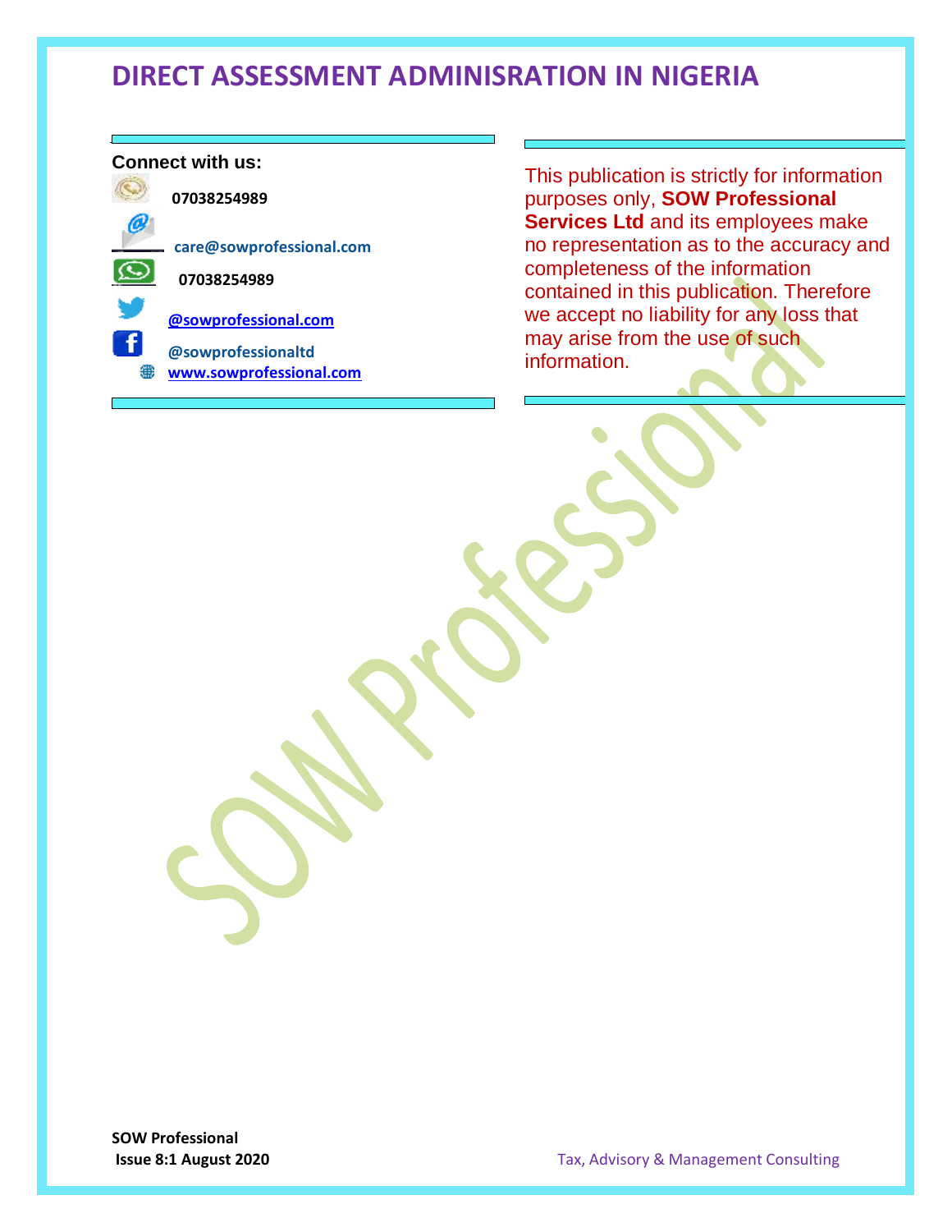# DIRECT ASSESSMENT ADMINISRATION IN NIGERIA

**Connect with us:**

**07038254989**

**care@sowprofessional.com**

**07038254989**

**@sowprofessional.com**

**@sowprofessionaltd**

**www.sowprofessional.com**

This publication is strictly for information purposes only, **SOW Professional Services Ltd** and its employees make no representation as to the accuracy and completeness of the information contained in this publication. Therefore we accept no liability for any loss that may arise from the use of such information.